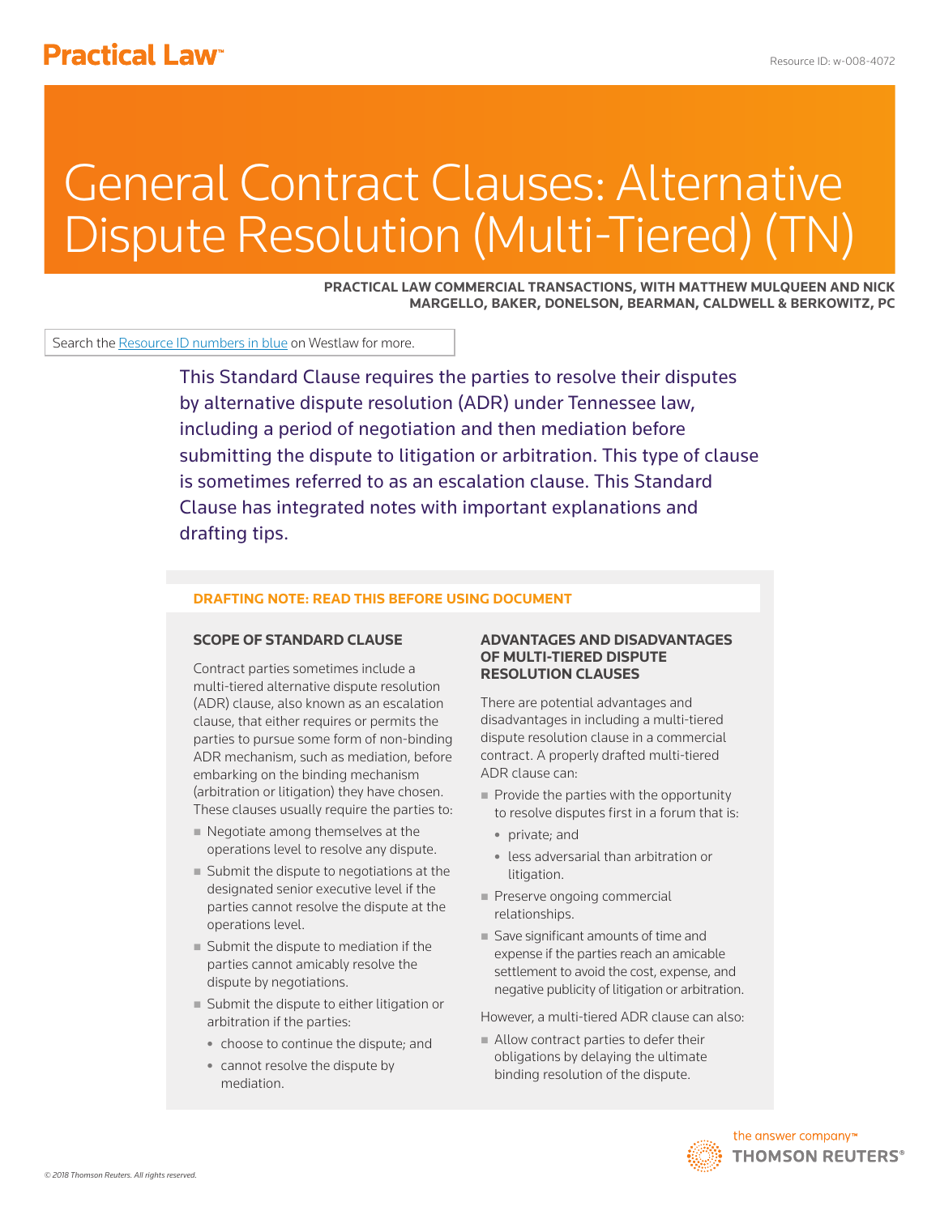# General Contract Clauses: Alternative Dispute Resolution (Multi-Tiered) (TN)

**PRACTICAL LAW COMMERCIAL TRANSACTIONS, WITH MATTHEW MULQUEEN AND NICK MARGELLO, BAKER, DONELSON, BEARMAN, CALDWELL & BERKOWITZ, PC**

Search the Resource ID numbers in blue on Westlaw for more.

This Standard Clause requires the parties to resolve their disputes by alternative dispute resolution (ADR) under Tennessee law, including a period of negotiation and then mediation before submitting the dispute to litigation or arbitration. This type of clause is sometimes referred to as an escalation clause. This Standard Clause has integrated notes with important explanations and drafting tips.

## DRAFTING NOTE: READ THIS BEFORE USING DOCUMENT

### SCOPE OF STANDARD CLAUSE

Contract parties sometimes include a multi-tiered alternative dispute resolution (ADR) clause, also known as an escalation clause, that either requires or permits the parties to pursue some form of non-binding ADR mechanism, such as mediation, before embarking on the binding mechanism (arbitration or litigation) they have chosen. These clauses usually require the parties to:

- Negotiate among themselves at the operations level to resolve any dispute.
- Submit the dispute to negotiations at the designated senior executive level if the parties cannot resolve the dispute at the operations level.
- Submit the dispute to mediation if the parties cannot amicably resolve the dispute by negotiations.
- Submit the dispute to either litigation or arbitration if the parties:
  - choose to continue the dispute; and
  - cannot resolve the dispute by mediation.

### ADVANTAGES AND DISADVANTAGES OF MULTI-TIERED DISPUTE RESOLUTION CLAUSES

There are potential advantages and disadvantages in including a multi-tiered dispute resolution clause in a commercial contract. A properly drafted multi-tiered ADR clause can:

- Provide the parties with the opportunity to resolve disputes first in a forum that is:
  - private; and
  - less adversarial than arbitration or litigation.
- Preserve ongoing commercial relationships.
- Save significant amounts of time and expense if the parties reach an amicable settlement to avoid the cost, expense, and negative publicity of litigation or arbitration.

However, a multi-tiered ADR clause can also:

- Allow contract parties to defer their obligations by delaying the ultimate binding resolution of the dispute.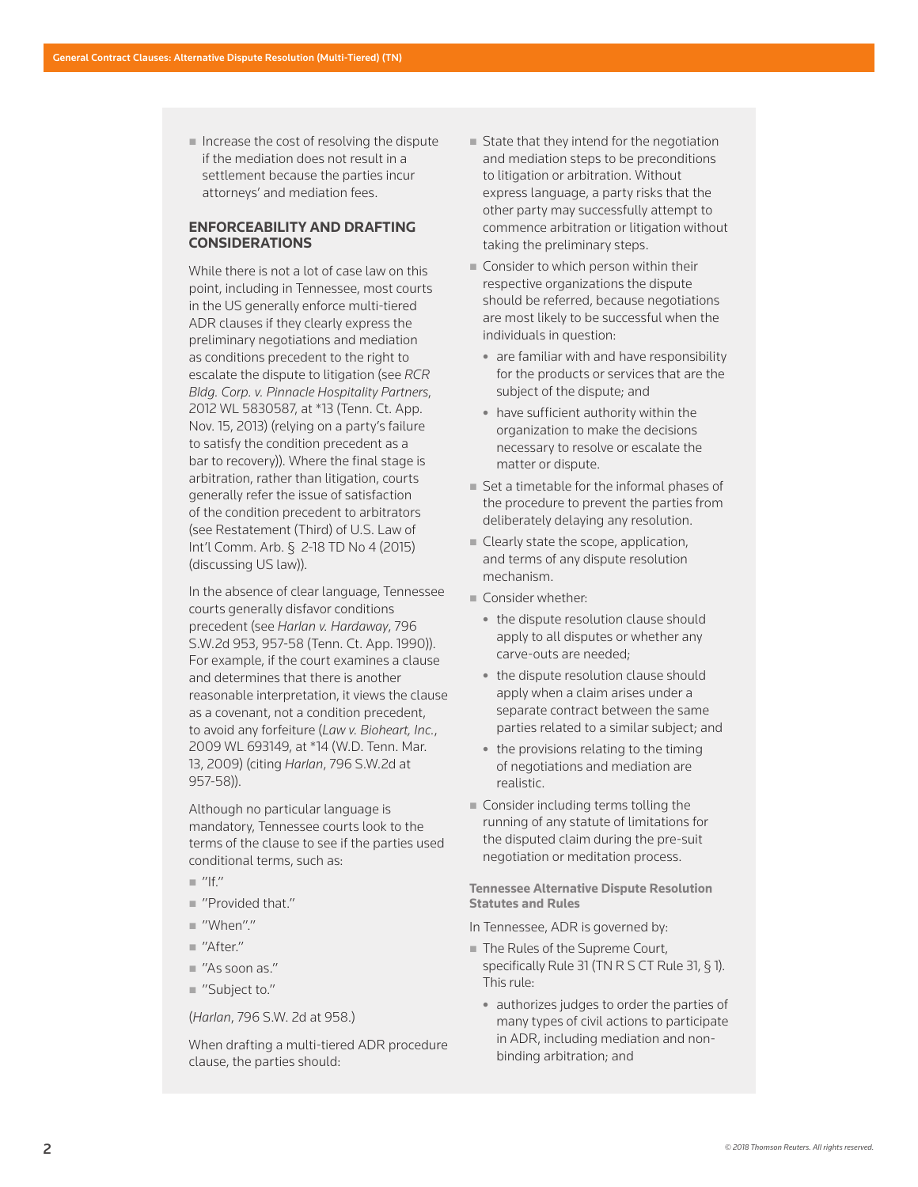- Increase the cost of resolving the dispute if the mediation does not result in a settlement because the parties incur attorneys' and mediation fees.

## ENFORCEABILITY AND DRAFTING CONSIDERATIONS

While there is not a lot of case law on this point, including in Tennessee, most courts in the US generally enforce multi-tiered ADR clauses if they clearly express the preliminary negotiations and mediation as conditions precedent to the right to escalate the dispute to litigation (see *RCR Bldg. Corp. v. Pinnacle Hospitality Partners*, 2012 WL 5830587, at *13 (Tenn. Ct. App. Nov. 15, 2013) (relying on a party's failure to satisfy the condition precedent as a bar to recovery)). Where the final stage is arbitration, rather than litigation, courts generally refer the issue of satisfaction of the condition precedent to arbitrators (see Restatement (Third) of U.S. Law of Int'l Comm. Arb. § 2-18 TD No 4 (2015) (discussing US law)).

In the absence of clear language, Tennessee courts generally disfavor conditions precedent (see *Harlan v. Hardaway*, 796 S.W.2d 953, 957-58 (Tenn. Ct. App. 1990)). For example, if the court examines a clause and determines that there is another reasonable interpretation, it views the clause as a covenant, not a condition precedent, to avoid any forfeiture (*Law v. Bioheart, Inc.*, 2009 WL 693149, at *14 (W.D. Tenn. Mar. 13, 2009) (citing *Harlan*, 796 S.W.2d at 957-58)).

Although no particular language is mandatory, Tennessee courts look to the terms of the clause to see if the parties used conditional terms, such as:

- "If."
- "Provided that."
- "When"."
- "After."
- "As soon as."
- "Subject to."

(*Harlan*, 796 S.W. 2d at 958.)

When drafting a multi-tiered ADR procedure clause, the parties should:

- State that they intend for the negotiation and mediation steps to be preconditions to litigation or arbitration. Without express language, a party risks that the other party may successfully attempt to commence arbitration or litigation without taking the preliminary steps.
- Consider to which person within their respective organizations the dispute should be referred, because negotiations are most likely to be successful when the individuals in question:
  - are familiar with and have responsibility for the products or services that are the subject of the dispute; and
  - have sufficient authority within the organization to make the decisions necessary to resolve or escalate the matter or dispute.
- Set a timetable for the informal phases of the procedure to prevent the parties from deliberately delaying any resolution.
- Clearly state the scope, application, and terms of any dispute resolution mechanism.
- Consider whether:
  - the dispute resolution clause should apply to all disputes or whether any carve-outs are needed;
  - the dispute resolution clause should apply when a claim arises under a separate contract between the same parties related to a similar subject; and
  - the provisions relating to the timing of negotiations and mediation are realistic.
- Consider including terms tolling the running of any statute of limitations for the disputed claim during the pre-suit negotiation or meditation process.

### Tennessee Alternative Dispute Resolution Statutes and Rules

In Tennessee, ADR is governed by:

- The Rules of the Supreme Court, specifically Rule 31 (TN R S CT Rule 31, § 1). This rule:
  - authorizes judges to order the parties of many types of civil actions to participate in ADR, including mediation and non-binding arbitration; and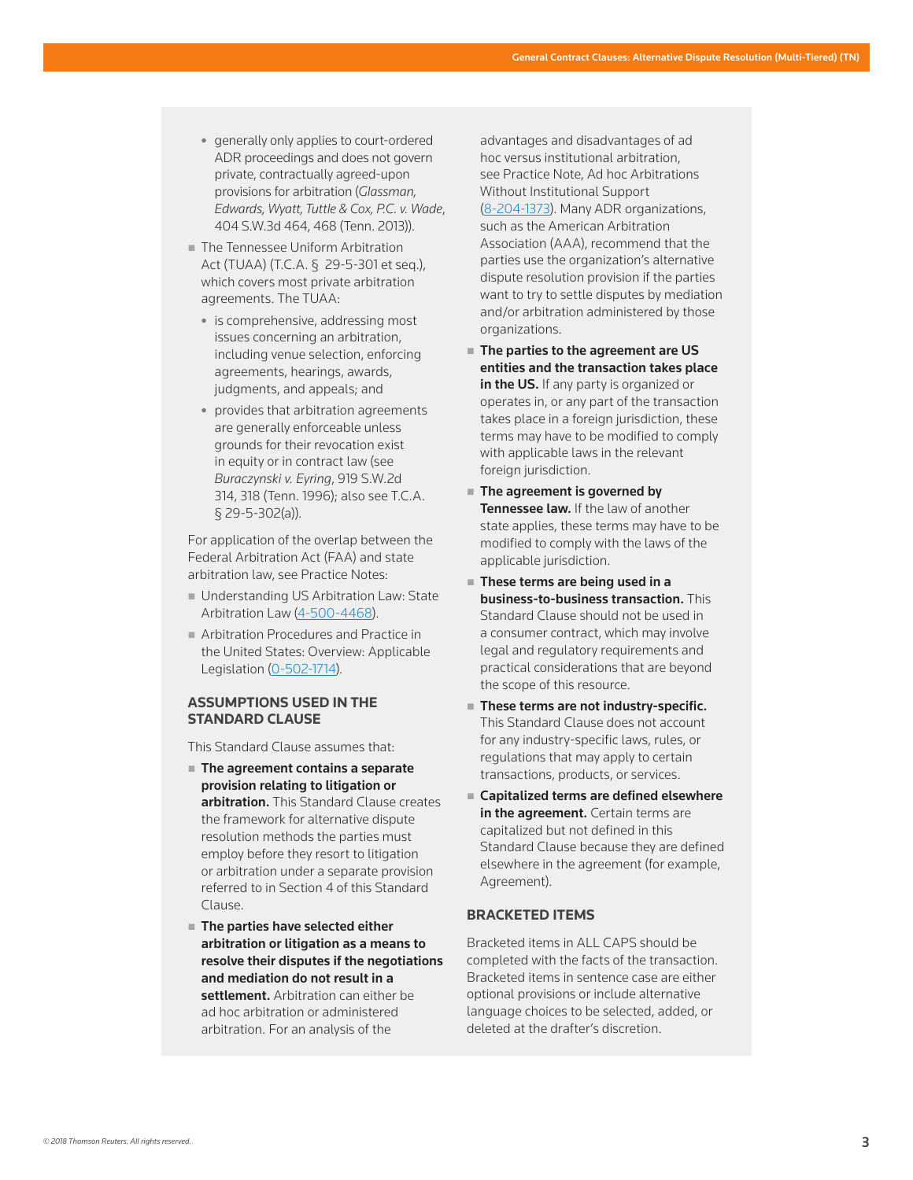- generally only applies to court-ordered ADR proceedings and does not govern private, contractually agreed-upon provisions for arbitration (*Glassman, Edwards, Wyatt, Tuttle & Cox, P.C. v. Wade*, 404 S.W.3d 464, 468 (Tenn. 2013)).
- The Tennessee Uniform Arbitration Act (TUAA) (T.C.A. § 29-5-301 et seq.), which covers most private arbitration agreements. The TUAA:
  - is comprehensive, addressing most issues concerning an arbitration, including venue selection, enforcing agreements, hearings, awards, judgments, and appeals; and
  - provides that arbitration agreements are generally enforceable unless grounds for their revocation exist in equity or in contract law (see *Buraczynski v. Eyring*, 919 S.W.2d 314, 318 (Tenn. 1996); also see T.C.A. § 29-5-302(a)).

For application of the overlap between the Federal Arbitration Act (FAA) and state arbitration law, see Practice Notes:

- Understanding US Arbitration Law: State Arbitration Law (4-500-4468).
- Arbitration Procedures and Practice in the United States: Overview: Applicable Legislation (0-502-1714).

### ASSUMPTIONS USED IN THE STANDARD CLAUSE

This Standard Clause assumes that:

- **The agreement contains a separate provision relating to litigation or arbitration.** This Standard Clause creates the framework for alternative dispute resolution methods the parties must employ before they resort to litigation or arbitration under a separate provision referred to in Section 4 of this Standard Clause.
- **The parties have selected either arbitration or litigation as a means to resolve their disputes if the negotiations and mediation do not result in a settlement.** Arbitration can either be ad hoc arbitration or administered arbitration. For an analysis of the advantages and disadvantages of ad hoc versus institutional arbitration, see Practice Note, Ad hoc Arbitrations Without Institutional Support (8-204-1373). Many ADR organizations, such as the American Arbitration Association (AAA), recommend that the parties use the organization's alternative dispute resolution provision if the parties want to try to settle disputes by mediation and/or arbitration administered by those organizations.
- **The parties to the agreement are US entities and the transaction takes place in the US.** If any party is organized or operates in, or any part of the transaction takes place in a foreign jurisdiction, these terms may have to be modified to comply with applicable laws in the relevant foreign jurisdiction.
- **The agreement is governed by Tennessee law.** If the law of another state applies, these terms may have to be modified to comply with the laws of the applicable jurisdiction.
- **These terms are being used in a business-to-business transaction.** This Standard Clause should not be used in a consumer contract, which may involve legal and regulatory requirements and practical considerations that are beyond the scope of this resource.
- **These terms are not industry-specific.** This Standard Clause does not account for any industry-specific laws, rules, or regulations that may apply to certain transactions, products, or services.
- **Capitalized terms are defined elsewhere in the agreement.** Certain terms are capitalized but not defined in this Standard Clause because they are defined elsewhere in the agreement (for example, Agreement).

### BRACKETED ITEMS

Bracketed items in ALL CAPS should be completed with the facts of the transaction. Bracketed items in sentence case are either optional provisions or include alternative language choices to be selected, added, or deleted at the drafter's discretion.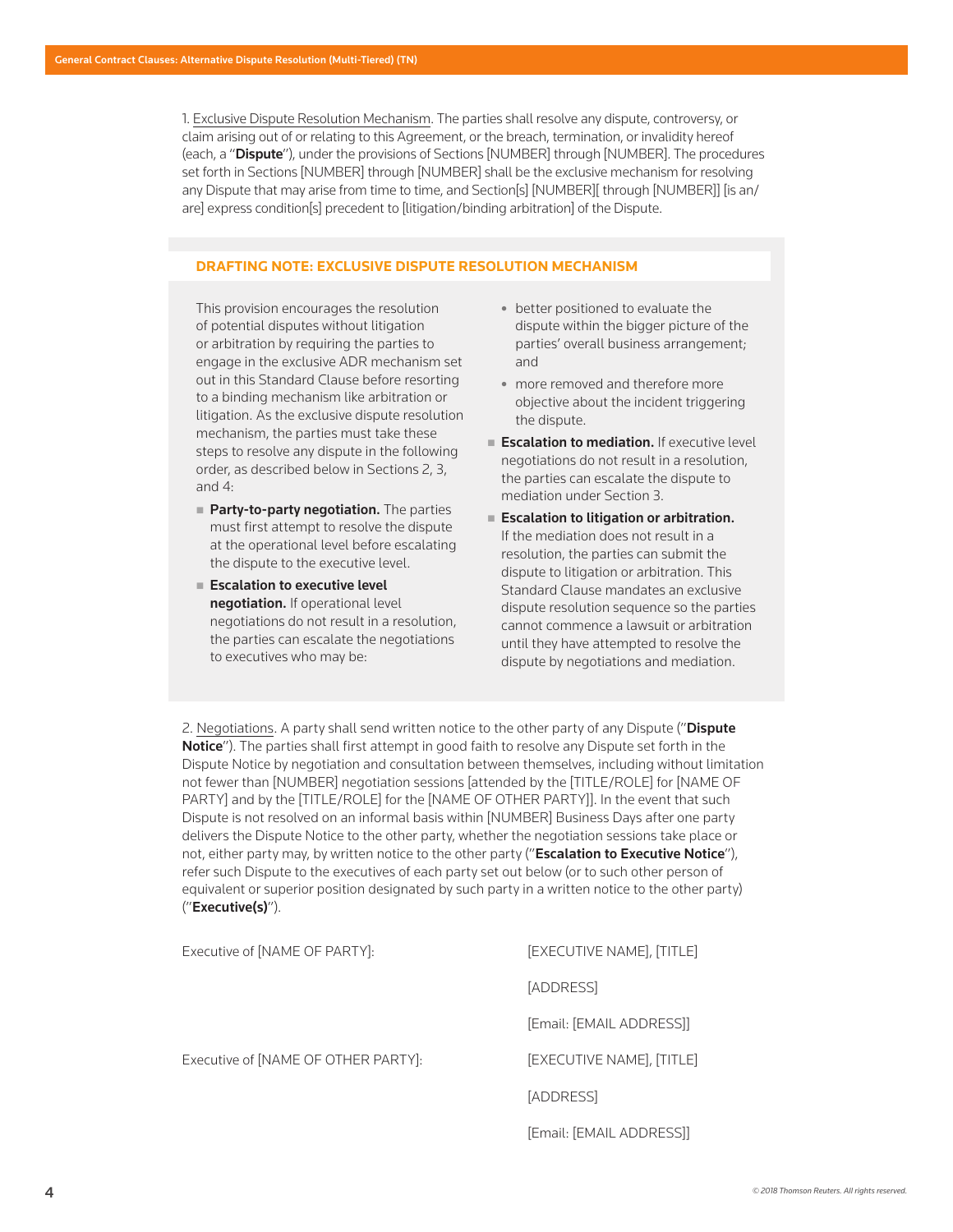1. Exclusive Dispute Resolution Mechanism. The parties shall resolve any dispute, controversy, or claim arising out of or relating to this Agreement, or the breach, termination, or invalidity hereof (each, a "**Dispute**"), under the provisions of Sections [NUMBER] through [NUMBER]. The procedures set forth in Sections [NUMBER] through [NUMBER] shall be the exclusive mechanism for resolving any Dispute that may arise from time to time, and Section[s] [NUMBER][ through [NUMBER]] [is an/are] express condition[s] precedent to [litigation/binding arbitration] of the Dispute.

### DRAFTING NOTE: EXCLUSIVE DISPUTE RESOLUTION MECHANISM

This provision encourages the resolution of potential disputes without litigation or arbitration by requiring the parties to engage in the exclusive ADR mechanism set out in this Standard Clause before resorting to a binding mechanism like arbitration or litigation. As the exclusive dispute resolution mechanism, the parties must take these steps to resolve any dispute in the following order, as described below in Sections 2, 3, and 4:

- **Party-to-party negotiation.** The parties must first attempt to resolve the dispute at the operational level before escalating the dispute to the executive level.
- **Escalation to executive level negotiation.** If operational level negotiations do not result in a resolution, the parties can escalate the negotiations to executives who may be:
  - better positioned to evaluate the dispute within the bigger picture of the parties' overall business arrangement; and
  - more removed and therefore more objective about the incident triggering the dispute.
- **Escalation to mediation.** If executive level negotiations do not result in a resolution, the parties can escalate the dispute to mediation under Section 3.
- **Escalation to litigation or arbitration.** If the mediation does not result in a resolution, the parties can submit the dispute to litigation or arbitration. This Standard Clause mandates an exclusive dispute resolution sequence so the parties cannot commence a lawsuit or arbitration until they have attempted to resolve the dispute by negotiations and mediation.

2. Negotiations. A party shall send written notice to the other party of any Dispute ("**Dispute Notice**"). The parties shall first attempt in good faith to resolve any Dispute set forth in the Dispute Notice by negotiation and consultation between themselves, including without limitation not fewer than [NUMBER] negotiation sessions [attended by the [TITLE/ROLE] for [NAME OF PARTY] and by the [TITLE/ROLE] for the [NAME OF OTHER PARTY]]. In the event that such Dispute is not resolved on an informal basis within [NUMBER] Business Days after one party delivers the Dispute Notice to the other party, whether the negotiation sessions take place or not, either party may, by written notice to the other party ("**Escalation to Executive Notice**"), refer such Dispute to the executives of each party set out below (or to such other person of equivalent or superior position designated by such party in a written notice to the other party) ("**Executive(s)**").

Executive of [NAME OF PARTY]:

[EXECUTIVE NAME], [TITLE]

[ADDRESS]

[Email: [EMAIL ADDRESS]]

Executive of [NAME OF OTHER PARTY]:

[EXECUTIVE NAME], [TITLE]

[ADDRESS]

[Email: [EMAIL ADDRESS]]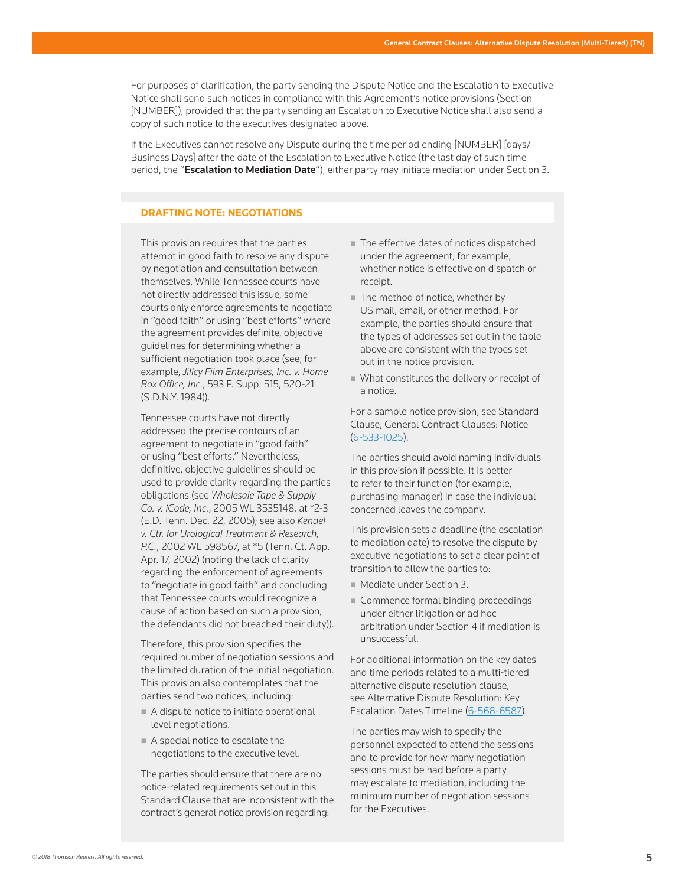For purposes of clarification, the party sending the Dispute Notice and the Escalation to Executive Notice shall send such notices in compliance with this Agreement's notice provisions (Section [NUMBER]), provided that the party sending an Escalation to Executive Notice shall also send a copy of such notice to the executives designated above.

If the Executives cannot resolve any Dispute during the time period ending [NUMBER] [days/ Business Days] after the date of the Escalation to Executive Notice (the last day of such time period, the "**Escalation to Mediation Date**"), either party may initiate mediation under Section 3.

### DRAFTING NOTE: NEGOTIATIONS

This provision requires that the parties attempt in good faith to resolve any dispute by negotiation and consultation between themselves. While Tennessee courts have not directly addressed this issue, some courts only enforce agreements to negotiate in "good faith" or using "best efforts" where the agreement provides definite, objective guidelines for determining whether a sufficient negotiation took place (see, for example, *Jillcy Film Enterprises, Inc. v. Home Box Office, Inc.*, 593 F. Supp. 515, 520-21 (S.D.N.Y. 1984)).

Tennessee courts have not directly addressed the precise contours of an agreement to negotiate in "good faith" or using "best efforts." Nevertheless, definitive, objective guidelines should be used to provide clarity regarding the parties obligations (see *Wholesale Tape & Supply Co. v. iCode, Inc.*, 2005 WL 3535148, at *2-3 (E.D. Tenn. Dec. 22, 2005); see also *Kendel v. Ctr. for Urological Treatment & Research, P.C.*, 2002 WL 598567, at *5 (Tenn. Ct. App. Apr. 17, 2002) (noting the lack of clarity regarding the enforcement of agreements to "negotiate in good faith" and concluding that Tennessee courts would recognize a cause of action based on such a provision, the defendants did not breached their duty)).

Therefore, this provision specifies the required number of negotiation sessions and the limited duration of the initial negotiation. This provision also contemplates that the parties send two notices, including:

- A dispute notice to initiate operational level negotiations.
- A special notice to escalate the negotiations to the executive level.

The parties should ensure that there are no notice-related requirements set out in this Standard Clause that are inconsistent with the contract's general notice provision regarding:

- The effective dates of notices dispatched under the agreement, for example, whether notice is effective on dispatch or receipt.
- The method of notice, whether by US mail, email, or other method. For example, the parties should ensure that the types of addresses set out in the table above are consistent with the types set out in the notice provision.
- What constitutes the delivery or receipt of a notice.

For a sample notice provision, see Standard Clause, General Contract Clauses: Notice (6-533-1025).

The parties should avoid naming individuals in this provision if possible. It is better to refer to their function (for example, purchasing manager) in case the individual concerned leaves the company.

This provision sets a deadline (the escalation to mediation date) to resolve the dispute by executive negotiations to set a clear point of transition to allow the parties to:

- Mediate under Section 3.
- Commence formal binding proceedings under either litigation or ad hoc arbitration under Section 4 if mediation is unsuccessful.

For additional information on the key dates and time periods related to a multi-tiered alternative dispute resolution clause, see Alternative Dispute Resolution: Key Escalation Dates Timeline (6-568-6587).

The parties may wish to specify the personnel expected to attend the sessions and to provide for how many negotiation sessions must be had before a party may escalate to mediation, including the minimum number of negotiation sessions for the Executives.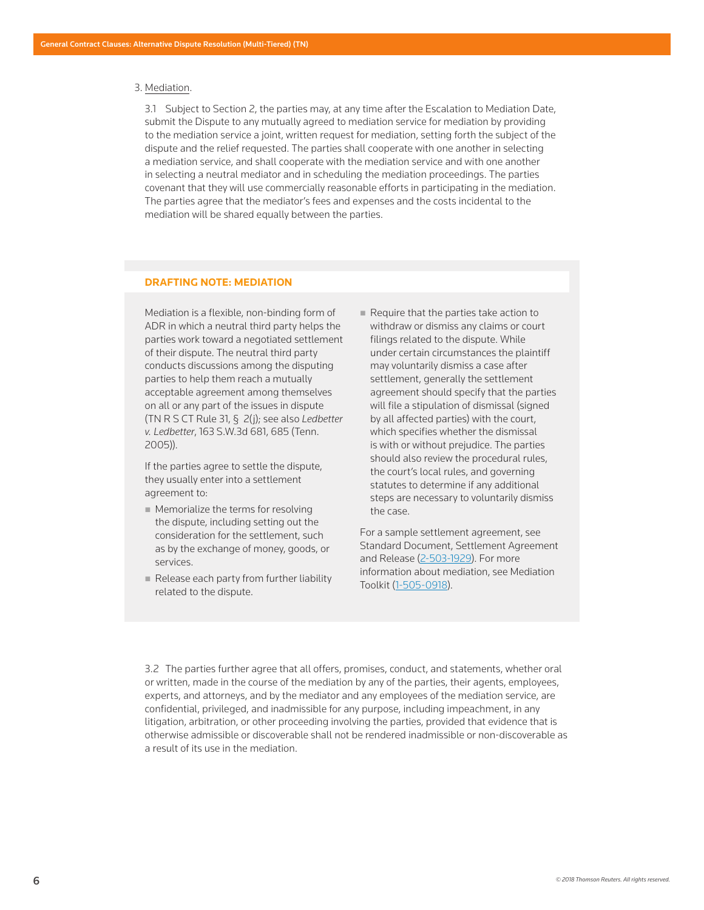3. Mediation.

3.1 Subject to Section 2, the parties may, at any time after the Escalation to Mediation Date, submit the Dispute to any mutually agreed to mediation service for mediation by providing to the mediation service a joint, written request for mediation, setting forth the subject of the dispute and the relief requested. The parties shall cooperate with one another in selecting a mediation service, and shall cooperate with the mediation service and with one another in selecting a neutral mediator and in scheduling the mediation proceedings. The parties covenant that they will use commercially reasonable efforts in participating in the mediation. The parties agree that the mediator's fees and expenses and the costs incidental to the mediation will be shared equally between the parties.

### DRAFTING NOTE: MEDIATION

Mediation is a flexible, non-binding form of ADR in which a neutral third party helps the parties work toward a negotiated settlement of their dispute. The neutral third party conducts discussions among the disputing parties to help them reach a mutually acceptable agreement among themselves on all or any part of the issues in dispute (TN R S CT Rule 31, § 2(j); see also *Ledbetter v. Ledbetter*, 163 S.W.3d 681, 685 (Tenn. 2005)).

If the parties agree to settle the dispute, they usually enter into a settlement agreement to:

- Memorialize the terms for resolving the dispute, including setting out the consideration for the settlement, such as by the exchange of money, goods, or services.
- Release each party from further liability related to the dispute.
- Require that the parties take action to withdraw or dismiss any claims or court filings related to the dispute. While under certain circumstances the plaintiff may voluntarily dismiss a case after settlement, generally the settlement agreement should specify that the parties will file a stipulation of dismissal (signed by all affected parties) with the court, which specifies whether the dismissal is with or without prejudice. The parties should also review the procedural rules, the court's local rules, and governing statutes to determine if any additional steps are necessary to voluntarily dismiss the case.

For a sample settlement agreement, see Standard Document, Settlement Agreement and Release (2-503-1929). For more information about mediation, see Mediation Toolkit (1-505-0918).

3.2 The parties further agree that all offers, promises, conduct, and statements, whether oral or written, made in the course of the mediation by any of the parties, their agents, employees, experts, and attorneys, and by the mediator and any employees of the mediation service, are confidential, privileged, and inadmissible for any purpose, including impeachment, in any litigation, arbitration, or other proceeding involving the parties, provided that evidence that is otherwise admissible or discoverable shall not be rendered inadmissible or non-discoverable as a result of its use in the mediation.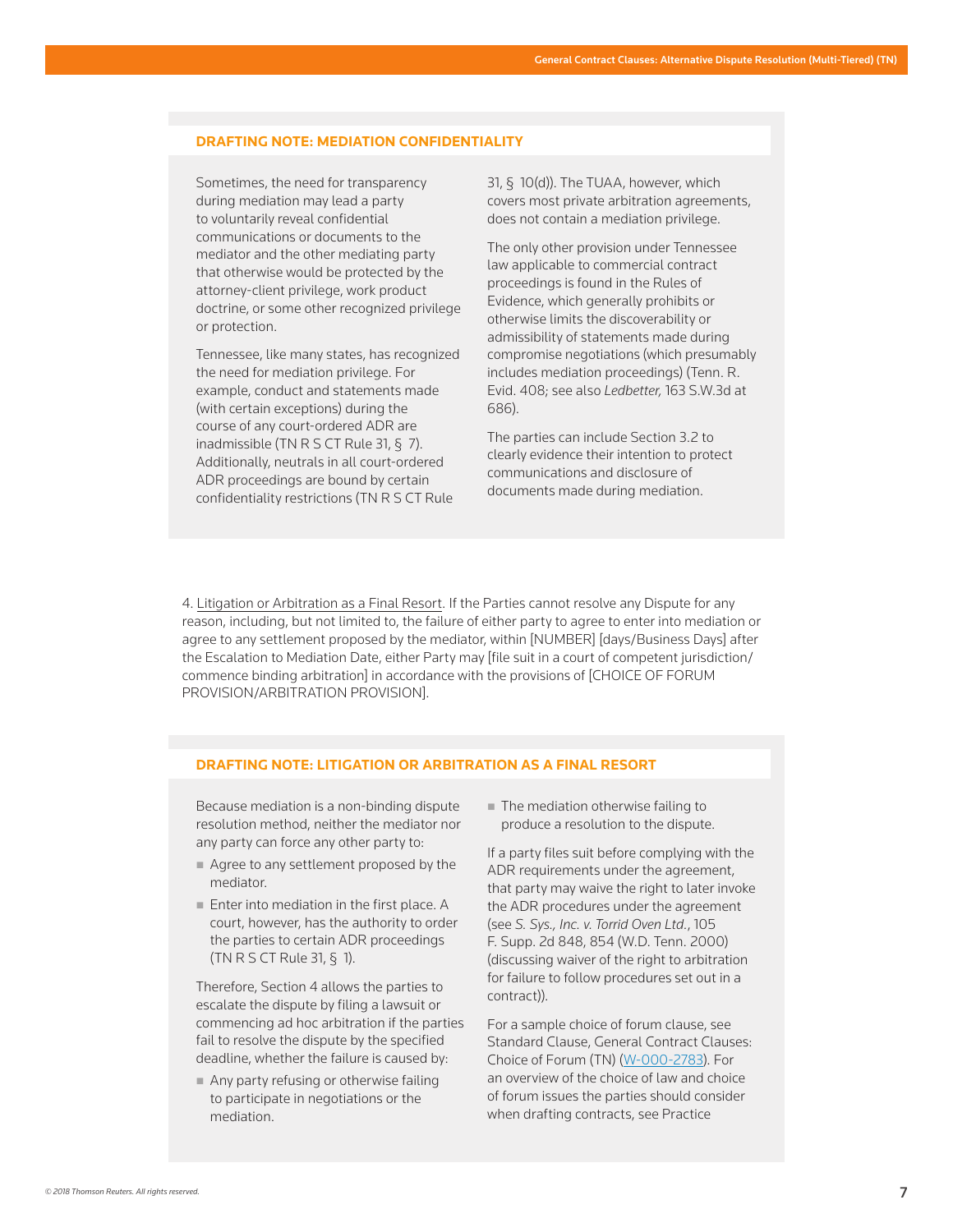### DRAFTING NOTE: MEDIATION CONFIDENTIALITY

Sometimes, the need for transparency during mediation may lead a party to voluntarily reveal confidential communications or documents to the mediator and the other mediating party that otherwise would be protected by the attorney-client privilege, work product doctrine, or some other recognized privilege or protection.

Tennessee, like many states, has recognized the need for mediation privilege. For example, conduct and statements made (with certain exceptions) during the course of any court-ordered ADR are inadmissible (TN R S CT Rule 31, § 7). Additionally, neutrals in all court-ordered ADR proceedings are bound by certain confidentiality restrictions (TN R S CT Rule 31, § 10(d)). The TUAA, however, which covers most private arbitration agreements, does not contain a mediation privilege.

The only other provision under Tennessee law applicable to commercial contract proceedings is found in the Rules of Evidence, which generally prohibits or otherwise limits the discoverability or admissibility of statements made during compromise negotiations (which presumably includes mediation proceedings) (Tenn. R. Evid. 408; see also *Ledbetter,* 163 S.W.3d at 686).

The parties can include Section 3.2 to clearly evidence their intention to protect communications and disclosure of documents made during mediation.

4. Litigation or Arbitration as a Final Resort. If the Parties cannot resolve any Dispute for any reason, including, but not limited to, the failure of either party to agree to enter into mediation or agree to any settlement proposed by the mediator, within [NUMBER] [days/Business Days] after the Escalation to Mediation Date, either Party may [file suit in a court of competent jurisdiction/ commence binding arbitration] in accordance with the provisions of [CHOICE OF FORUM PROVISION/ARBITRATION PROVISION].

### DRAFTING NOTE: LITIGATION OR ARBITRATION AS A FINAL RESORT

Because mediation is a non-binding dispute resolution method, neither the mediator nor any party can force any other party to:

- Agree to any settlement proposed by the mediator.
- Enter into mediation in the first place. A court, however, has the authority to order the parties to certain ADR proceedings (TN R S CT Rule 31, § 1).

Therefore, Section 4 allows the parties to escalate the dispute by filing a lawsuit or commencing ad hoc arbitration if the parties fail to resolve the dispute by the specified deadline, whether the failure is caused by:

- Any party refusing or otherwise failing to participate in negotiations or the mediation.
- The mediation otherwise failing to produce a resolution to the dispute.

If a party files suit before complying with the ADR requirements under the agreement, that party may waive the right to later invoke the ADR procedures under the agreement (see *S. Sys., Inc. v. Torrid Oven Ltd.*, 105 F. Supp. 2d 848, 854 (W.D. Tenn. 2000) (discussing waiver of the right to arbitration for failure to follow procedures set out in a contract)).

For a sample choice of forum clause, see Standard Clause, General Contract Clauses: Choice of Forum (TN) (W-000-2783). For an overview of the choice of law and choice of forum issues the parties should consider when drafting contracts, see Practice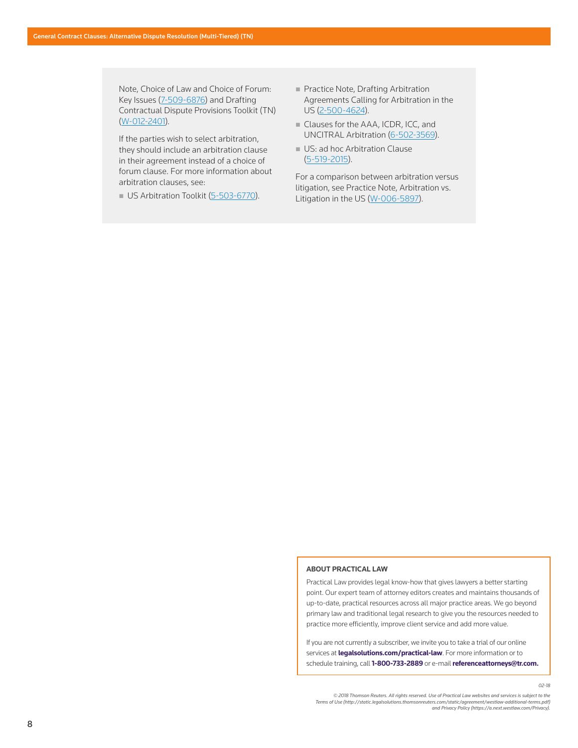Note, Choice of Law and Choice of Forum: Key Issues (7-509-6876) and Drafting Contractual Dispute Provisions Toolkit (TN) (W-012-2401).

If the parties wish to select arbitration, they should include an arbitration clause in their agreement instead of a choice of forum clause. For more information about arbitration clauses, see:

- US Arbitration Toolkit (5-503-6770).
- Practice Note, Drafting Arbitration Agreements Calling for Arbitration in the US (2-500-4624).
- Clauses for the AAA, ICDR, ICC, and UNCITRAL Arbitration (6-502-3569).
- US: ad hoc Arbitration Clause (5-519-2015).

For a comparison between arbitration versus litigation, see Practice Note, Arbitration vs. Litigation in the US (W-006-5897).

**ABOUT PRACTICAL LAW**

Practical Law provides legal know-how that gives lawyers a better starting point. Our expert team of attorney editors creates and maintains thousands of up-to-date, practical resources across all major practice areas. We go beyond primary law and traditional legal research to give you the resources needed to practice more efficiently, improve client service and add more value.

If you are not currently a subscriber, we invite you to take a trial of our online services at **legalsolutions.com/practical-law**. For more information or to schedule training, call **1-800-733-2889** or e-mail **referenceattorneys@tr.com.**

*02-18*

*© 2018 Thomson Reuters. All rights reserved. Use of Practical Law websites and services is subject to the Terms of Use (http://static.legalsolutions.thomsonreuters.com/static/agreement/westlaw-additional-terms.pdf) and Privacy Policy (https://a.next.westlaw.com/Privacy).*